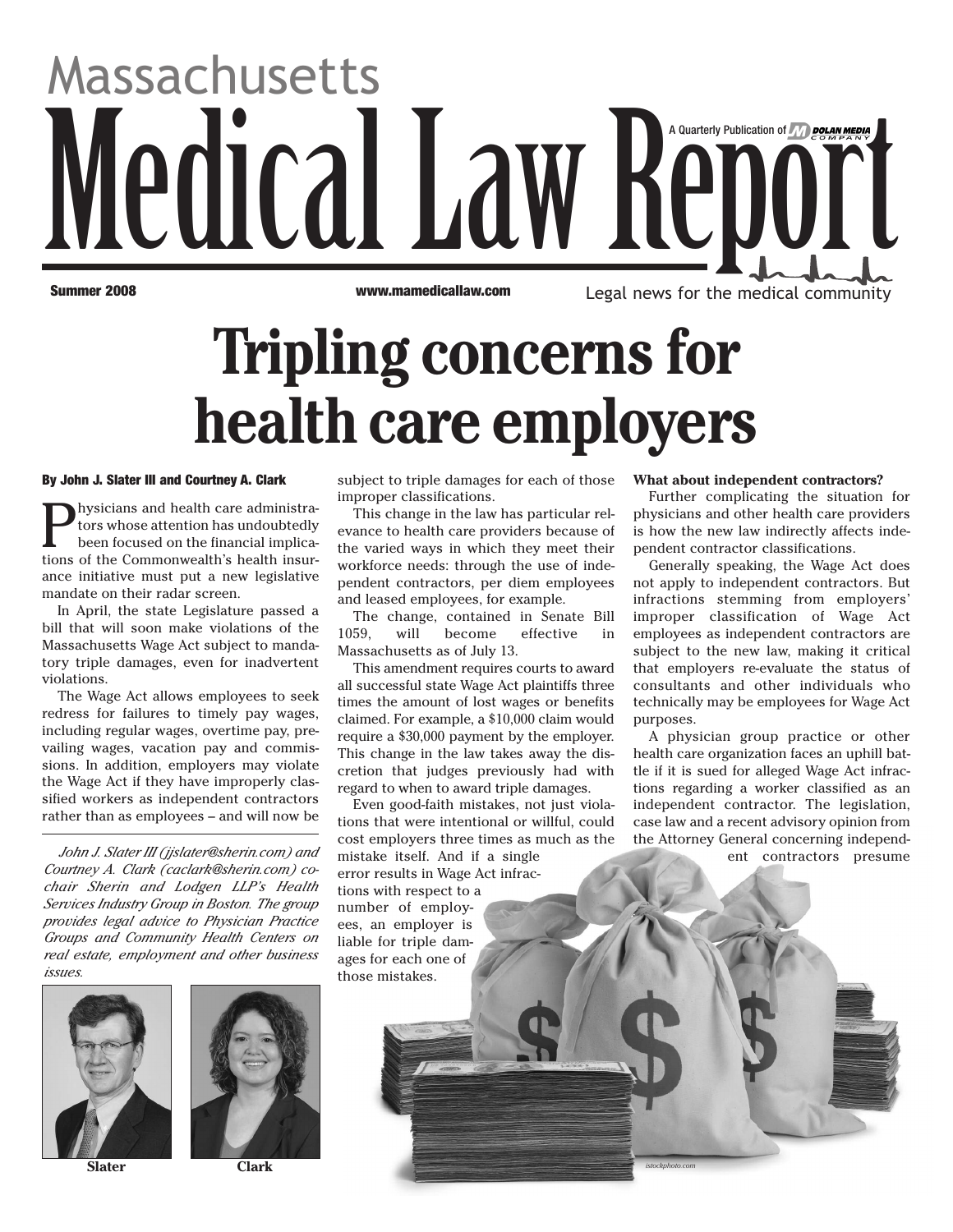# Massachusetts Medical Law Report

A Quarterly Publication of Dolan Media Company

**Summer 2008** www.mamedicallaw.com Legal news for the medical community

# Tripling concerns for health care employers

**By John J. Slater III and Courtney A. Clark**

Physicians and health care administrators whose attention has undoubtedly been focused on the financial implications of the Commonwealth's health insurance initiative must put a new legislative mandate on their radar screen.

In April, the state Legislature passed a bill that will soon make violations of the Massachusetts Wage Act subject to mandatory triple damages, even for inadvertent violations.

The Wage Act allows employees to seek redress for failures to timely pay wages, including regular wages, overtime pay, prevailing wages, vacation pay and commissions. In addition, employers may violate the Wage Act if they have improperly classified workers as independent contractors rather than as employees – and will now be subject to triple damages for each of those improper classifications.

This change in the law has particular relevance to health care providers because of the varied ways in which they meet their workforce needs: through the use of independent contractors, per diem employees and leased employees, for example.

The change, contained in Senate Bill 1059, will become effective in Massachusetts as of July 13.

This amendment requires courts to award all successful state Wage Act plaintiffs three times the amount of lost wages or benefits claimed. For example, a $10,000 claim would require a $30,000 payment by the employer. This change in the law takes away the discretion that judges previously had with regard to when to award triple damages.

Even good-faith mistakes, not just violations that were intentional or willful, could cost employers three times as much as the mistake itself. And if a single error results in Wage Act infractions with respect to a number of employees, an employer is liable for triple damages for each one of those mistakes.

### What about independent contractors?

Further complicating the situation for physicians and other health care providers is how the new law indirectly affects independent contractor classifications.

Generally speaking, the Wage Act does not apply to independent contractors. But infractions stemming from employers' improper classification of Wage Act employees as independent contractors are subject to the new law, making it critical that employers re-evaluate the status of consultants and other individuals who technically may be employees for Wage Act purposes.

A physician group practice or other health care organization faces an uphill battle if it is sued for alleged Wage Act infractions regarding a worker classified as an independent contractor. The legislation, case law and a recent advisory opinion from the Attorney General concerning independent contractors presume

---

*John J. Slater III (jjslater@sherin.com) and Courtney A. Clark (caclark@sherin.com) co-chair Sherin and Lodgen LLP's Health Services Industry Group in Boston. The group provides legal advice to Physician Practice Groups and Community Health Centers on real estate, employment and other business issues.*

**Slater** **Clark**

istockphoto.com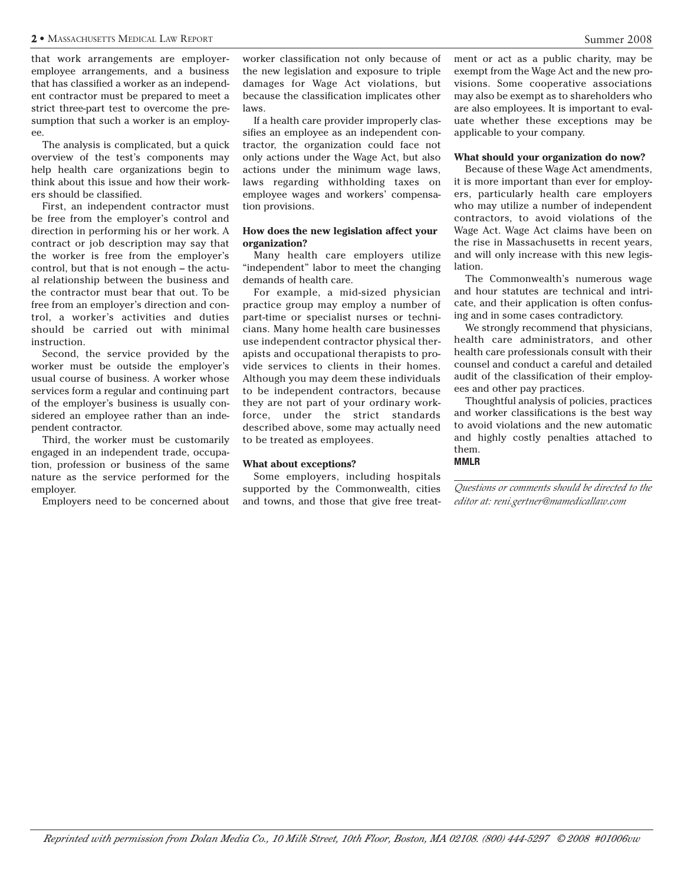that work arrangements are employer-employee arrangements, and a business that has classified a worker as an independent contractor must be prepared to meet a strict three-part test to overcome the presumption that such a worker is an employee.

The analysis is complicated, but a quick overview of the test's components may help health care organizations begin to think about this issue and how their workers should be classified.

First, an independent contractor must be free from the employer's control and direction in performing his or her work. A contract or job description may say that the worker is free from the employer's control, but that is not enough – the actual relationship between the business and the contractor must bear that out. To be free from an employer's direction and control, a worker's activities and duties should be carried out with minimal instruction.

Second, the service provided by the worker must be outside the employer's usual course of business. A worker whose services form a regular and continuing part of the employer's business is usually considered an employee rather than an independent contractor.

Third, the worker must be customarily engaged in an independent trade, occupation, profession or business of the same nature as the service performed for the employer.

Employers need to be concerned about worker classification not only because of the new legislation and exposure to triple damages for Wage Act violations, but because the classification implicates other laws.

If a health care provider improperly classifies an employee as an independent contractor, the organization could face not only actions under the Wage Act, but also actions under the minimum wage laws, laws regarding withholding taxes on employee wages and workers' compensation provisions.

**How does the new legislation affect your organization?**

Many health care employers utilize "independent" labor to meet the changing demands of health care.

For example, a mid-sized physician practice group may employ a number of part-time or specialist nurses or technicians. Many home health care businesses use independent contractor physical therapists and occupational therapists to provide services to clients in their homes. Although you may deem these individuals to be independent contractors, because they are not part of your ordinary workforce, under the strict standards described above, some may actually need to be treated as employees.

**What about exceptions?**

Some employers, including hospitals supported by the Commonwealth, cities and towns, and those that give free treatment or act as a public charity, may be exempt from the Wage Act and the new provisions. Some cooperative associations may also be exempt as to shareholders who are also employees. It is important to evaluate whether these exceptions may be applicable to your company.

**What should your organization do now?**

Because of these Wage Act amendments, it is more important than ever for employers, particularly health care employers who may utilize a number of independent contractors, to avoid violations of the Wage Act. Wage Act claims have been on the rise in Massachusetts in recent years, and will only increase with this new legislation.

The Commonwealth's numerous wage and hour statutes are technical and intricate, and their application is often confusing and in some cases contradictory.

We strongly recommend that physicians, health care administrators, and other health care professionals consult with their counsel and conduct a careful and detailed audit of the classification of their employees and other pay practices.

Thoughtful analysis of policies, practices and worker classifications is the best way to avoid violations and the new automatic and highly costly penalties attached to them.

**MMLR**

*Questions or comments should be directed to the editor at: reni.gertner@mamedicallaw.com*

*Reprinted with permission from Dolan Media Co., 10 Milk Street, 10th Floor, Boston, MA 02108. (800) 444-5297 © 2008 #01006vw*